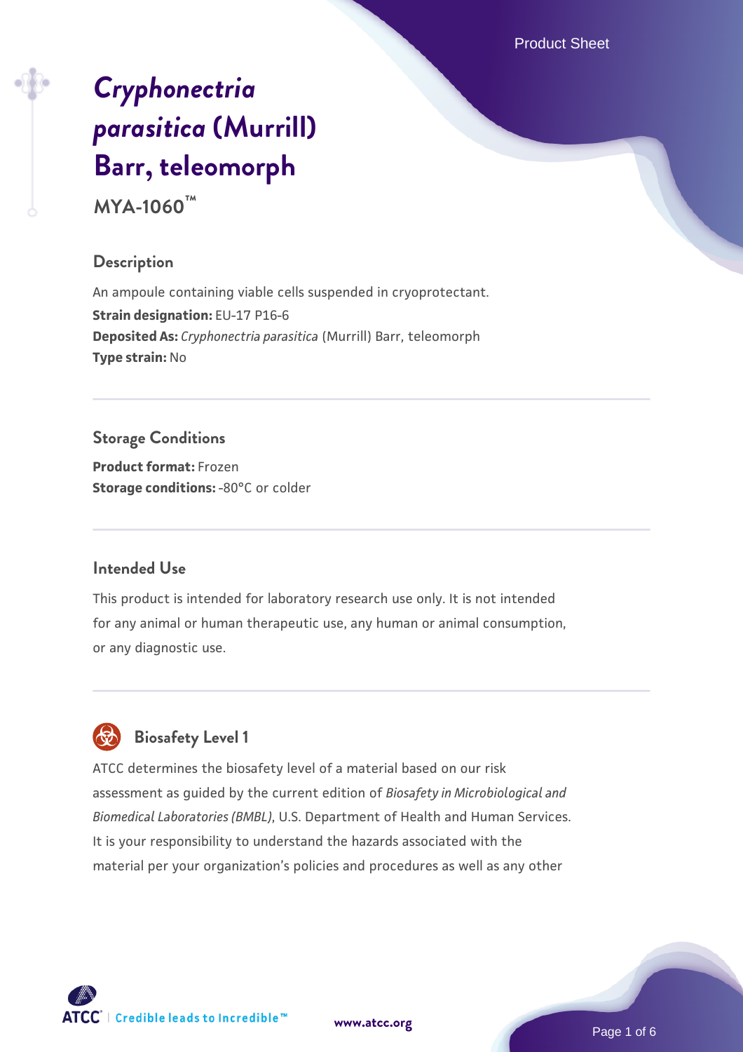# *Cryphonectria parasitica* (Murrill) Barr, teleomorph

**MYA-1060™**

## Description

An ampoule containing viable cells suspended in cryoprotectant.
**Strain designation:** EU-17 P16-6
**Deposited As:** *Cryphonectria parasitica* (Murrill) Barr, teleomorph
**Type strain:** No

## Storage Conditions

**Product format:** Frozen
**Storage conditions:** -80°C or colder

## Intended Use

This product is intended for laboratory research use only. It is not intended for any animal or human therapeutic use, any human or animal consumption, or any diagnostic use.

## Biosafety Level 1

ATCC determines the biosafety level of a material based on our risk assessment as guided by the current edition of *Biosafety in Microbiological and Biomedical Laboratories (BMBL)*, U.S. Department of Health and Human Services. It is your responsibility to understand the hazards associated with the material per your organization's policies and procedures as well as any other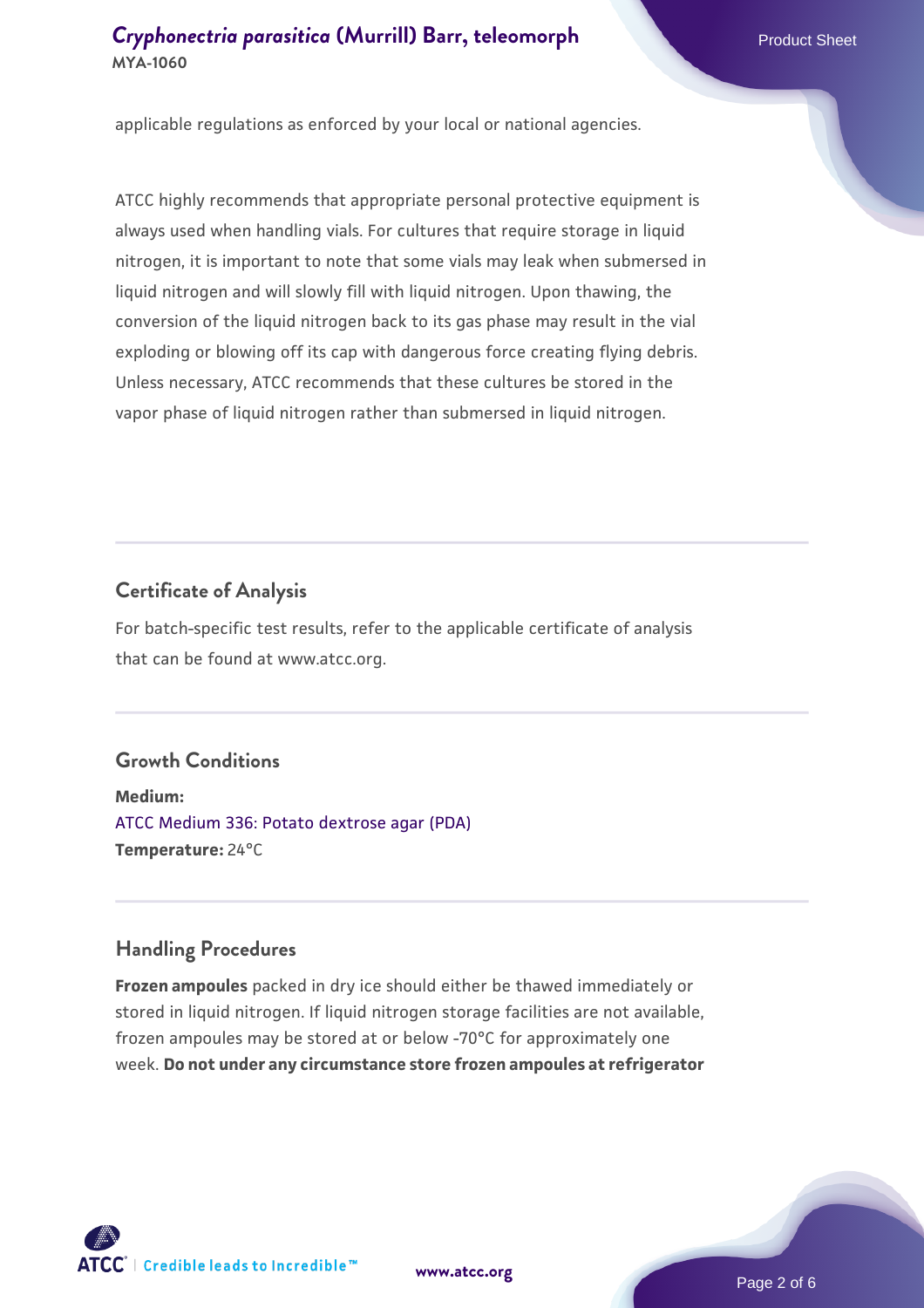applicable regulations as enforced by your local or national agencies.

ATCC highly recommends that appropriate personal protective equipment is always used when handling vials. For cultures that require storage in liquid nitrogen, it is important to note that some vials may leak when submersed in liquid nitrogen and will slowly fill with liquid nitrogen. Upon thawing, the conversion of the liquid nitrogen back to its gas phase may result in the vial exploding or blowing off its cap with dangerous force creating flying debris. Unless necessary, ATCC recommends that these cultures be stored in the vapor phase of liquid nitrogen rather than submersed in liquid nitrogen.

## Certificate of Analysis

For batch-specific test results, refer to the applicable certificate of analysis that can be found at www.atcc.org.

## Growth Conditions

**Medium:**
ATCC Medium 336: Potato dextrose agar (PDA)
**Temperature:** 24°C

## Handling Procedures

**Frozen ampoules** packed in dry ice should either be thawed immediately or stored in liquid nitrogen. If liquid nitrogen storage facilities are not available, frozen ampoules may be stored at or below -70°C for approximately one week. **Do not under any circumstance store frozen ampoules at refrigerator**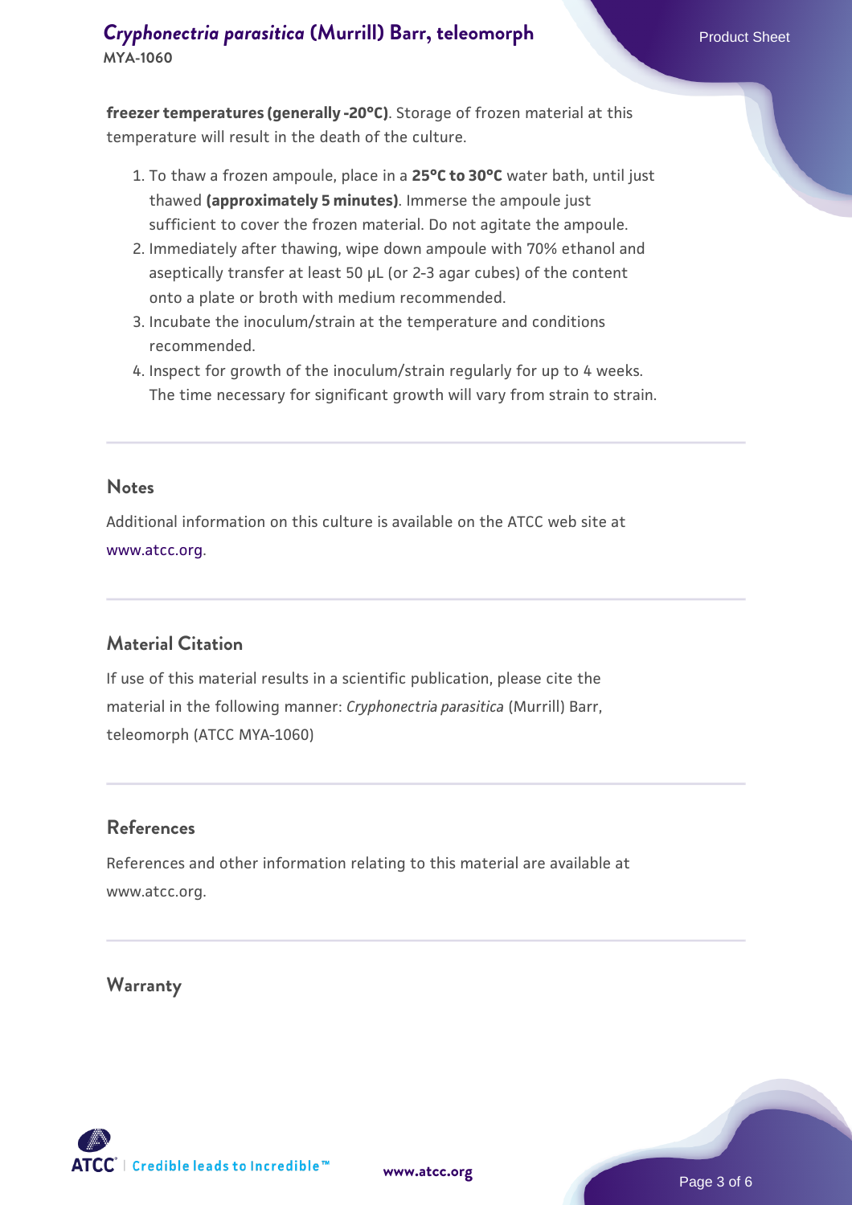**freezer temperatures (generally -20°C)**. Storage of frozen material at this temperature will result in the death of the culture.

1. To thaw a frozen ampoule, place in a **25°C to 30°C** water bath, until just thawed **(approximately 5 minutes)**. Immerse the ampoule just sufficient to cover the frozen material. Do not agitate the ampoule.
2. Immediately after thawing, wipe down ampoule with 70% ethanol and aseptically transfer at least 50 µL (or 2-3 agar cubes) of the content onto a plate or broth with medium recommended.
3. Incubate the inoculum/strain at the temperature and conditions recommended.
4. Inspect for growth of the inoculum/strain regularly for up to 4 weeks. The time necessary for significant growth will vary from strain to strain.

## Notes

Additional information on this culture is available on the ATCC web site at www.atcc.org.

## Material Citation

If use of this material results in a scientific publication, please cite the material in the following manner: *Cryphonectria parasitica* (Murrill) Barr, teleomorph (ATCC MYA-1060)

## References

References and other information relating to this material are available at www.atcc.org.

## Warranty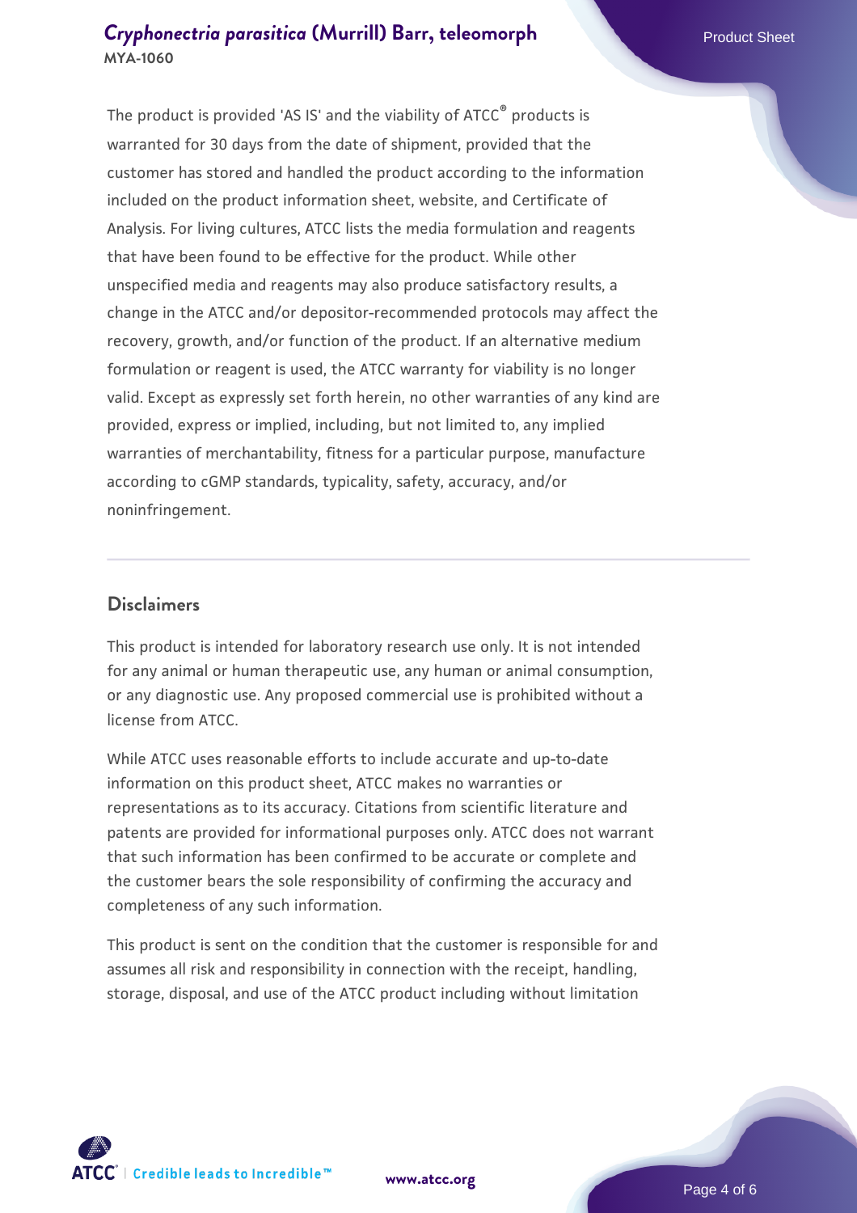The product is provided 'AS IS' and the viability of ATCC® products is warranted for 30 days from the date of shipment, provided that the customer has stored and handled the product according to the information included on the product information sheet, website, and Certificate of Analysis. For living cultures, ATCC lists the media formulation and reagents that have been found to be effective for the product. While other unspecified media and reagents may also produce satisfactory results, a change in the ATCC and/or depositor-recommended protocols may affect the recovery, growth, and/or function of the product. If an alternative medium formulation or reagent is used, the ATCC warranty for viability is no longer valid. Except as expressly set forth herein, no other warranties of any kind are provided, express or implied, including, but not limited to, any implied warranties of merchantability, fitness for a particular purpose, manufacture according to cGMP standards, typicality, safety, accuracy, and/or noninfringement.

## Disclaimers

This product is intended for laboratory research use only. It is not intended for any animal or human therapeutic use, any human or animal consumption, or any diagnostic use. Any proposed commercial use is prohibited without a license from ATCC.

While ATCC uses reasonable efforts to include accurate and up-to-date information on this product sheet, ATCC makes no warranties or representations as to its accuracy. Citations from scientific literature and patents are provided for informational purposes only. ATCC does not warrant that such information has been confirmed to be accurate or complete and the customer bears the sole responsibility of confirming the accuracy and completeness of any such information.

This product is sent on the condition that the customer is responsible for and assumes all risk and responsibility in connection with the receipt, handling, storage, disposal, and use of the ATCC product including without limitation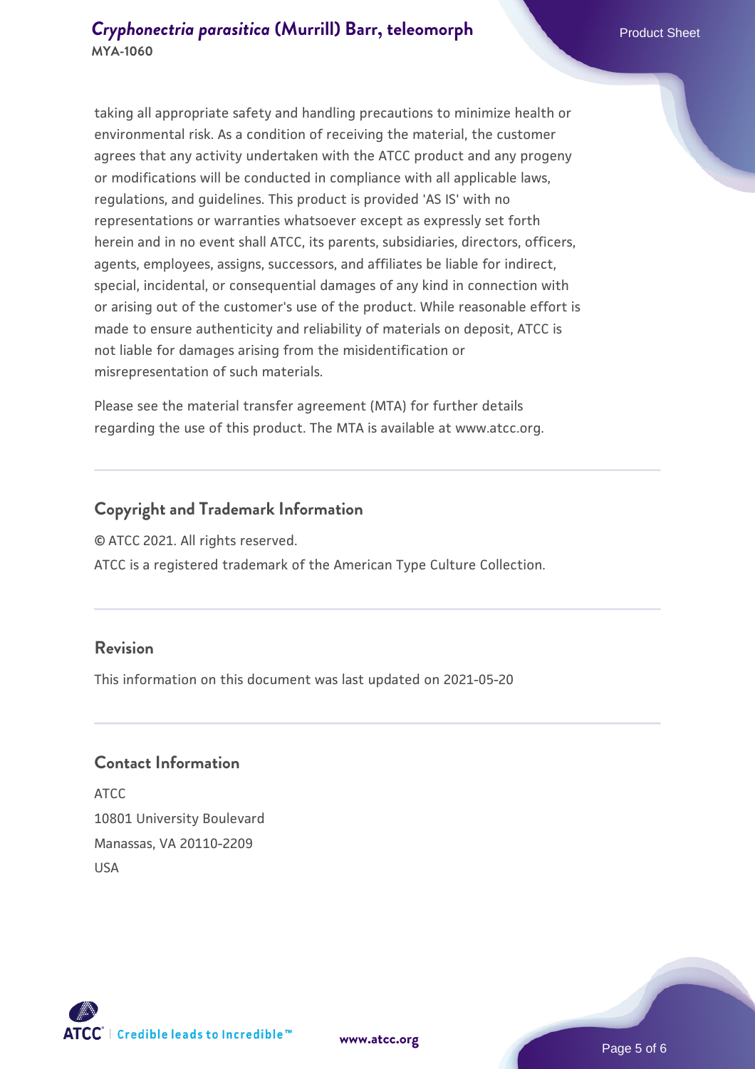taking all appropriate safety and handling precautions to minimize health or environmental risk. As a condition of receiving the material, the customer agrees that any activity undertaken with the ATCC product and any progeny or modifications will be conducted in compliance with all applicable laws, regulations, and guidelines. This product is provided 'AS IS' with no representations or warranties whatsoever except as expressly set forth herein and in no event shall ATCC, its parents, subsidiaries, directors, officers, agents, employees, assigns, successors, and affiliates be liable for indirect, special, incidental, or consequential damages of any kind in connection with or arising out of the customer's use of the product. While reasonable effort is made to ensure authenticity and reliability of materials on deposit, ATCC is not liable for damages arising from the misidentification or misrepresentation of such materials.

Please see the material transfer agreement (MTA) for further details regarding the use of this product. The MTA is available at www.atcc.org.

## Copyright and Trademark Information

© ATCC 2021. All rights reserved.

ATCC is a registered trademark of the American Type Culture Collection.

## Revision

This information on this document was last updated on 2021-05-20

## Contact Information

ATCC
10801 University Boulevard
Manassas, VA 20110-2209
USA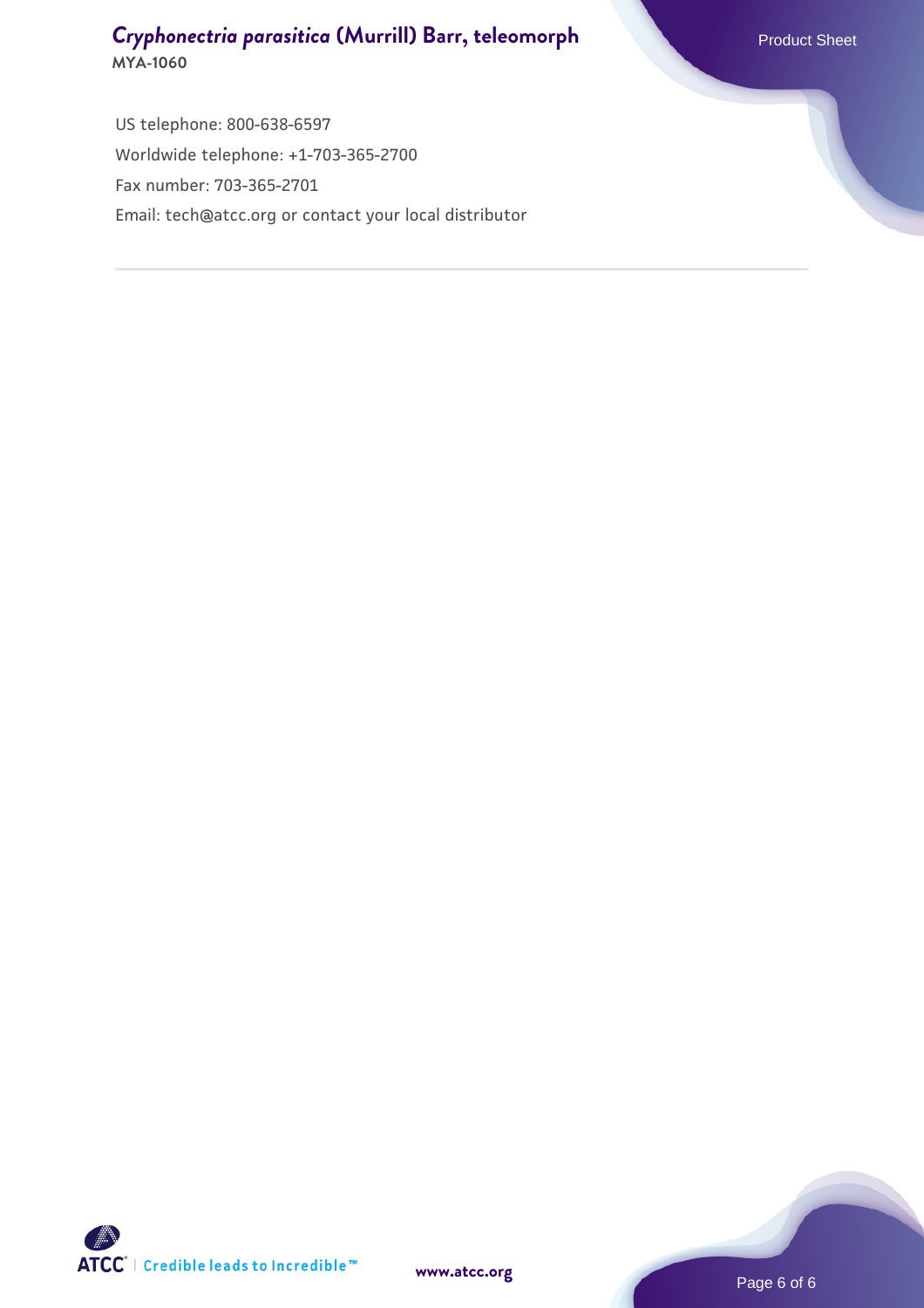US telephone: 800-638-6597

Worldwide telephone: +1-703-365-2700

Fax number: 703-365-2701

Email: tech@atcc.org or contact your local distributor